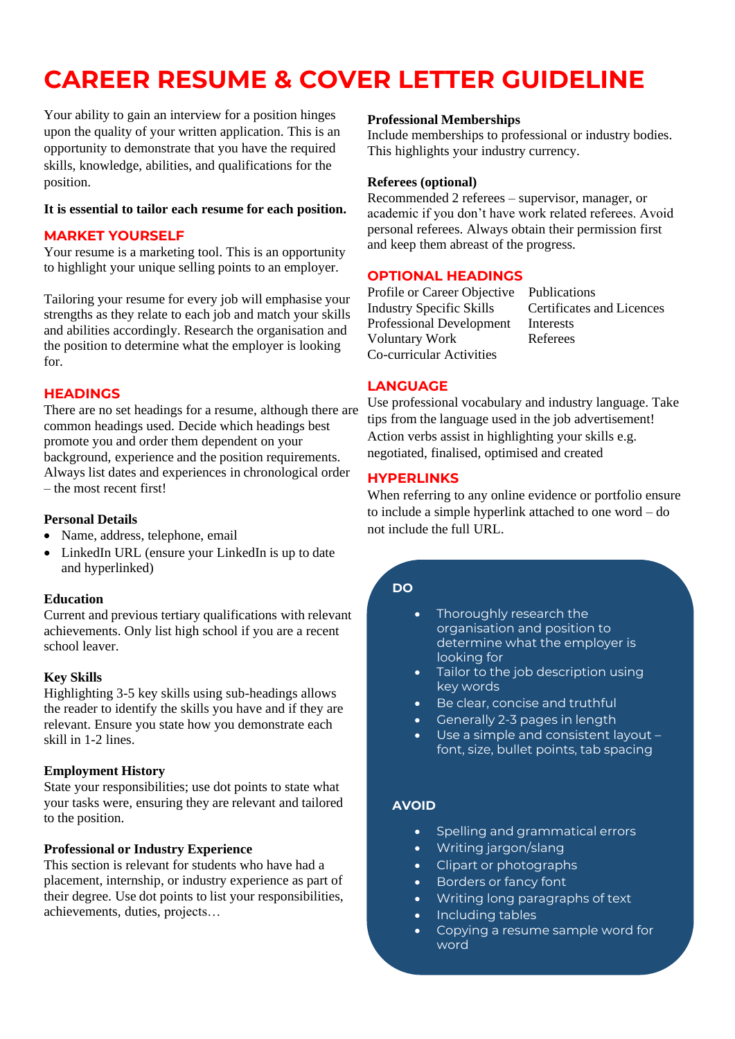# CAREER RESUME & COVER LETTER GUIDELINE

Your ability to gain an interview for a position hinges upon the quality of your written application. This is an opportunity to demonstrate that you have the required skills, knowledge, abilities, and qualifications for the position.

**It is essential to tailor each resume for each position.**

## MARKET YOURSELF

Your resume is a marketing tool. This is an opportunity to highlight your unique selling points to an employer.

Tailoring your resume for every job will emphasise your strengths as they relate to each job and match your skills and abilities accordingly. Research the organisation and the position to determine what the employer is looking for.

## HEADINGS

There are no set headings for a resume, although there are common headings used. Decide which headings best promote you and order them dependent on your background, experience and the position requirements. Always list dates and experiences in chronological order – the most recent first!

### Personal Details

- Name, address, telephone, email
- LinkedIn URL (ensure your LinkedIn is up to date and hyperlinked)

### Education

Current and previous tertiary qualifications with relevant achievements. Only list high school if you are a recent school leaver.

### Key Skills

Highlighting 3-5 key skills using sub-headings allows the reader to identify the skills you have and if they are relevant. Ensure you state how you demonstrate each skill in 1-2 lines.

### Employment History

State your responsibilities; use dot points to state what your tasks were, ensuring they are relevant and tailored to the position.

### Professional or Industry Experience

This section is relevant for students who have had a placement, internship, or industry experience as part of their degree. Use dot points to list your responsibilities, achievements, duties, projects…

### Professional Memberships

Include memberships to professional or industry bodies. This highlights your industry currency.

### Referees (optional)

Recommended 2 referees – supervisor, manager, or academic if you don't have work related referees. Avoid personal referees. Always obtain their permission first and keep them abreast of the progress.

## OPTIONAL HEADINGS

- Profile or Career Objective
- Industry Specific Skills
- Professional Development
- Voluntary Work
- Co-curricular Activities
- Publications
- Certificates and Licences
- Interests
- Referees

## LANGUAGE

Use professional vocabulary and industry language. Take tips from the language used in the job advertisement! Action verbs assist in highlighting your skills e.g. negotiated, finalised, optimised and created

## HYPERLINKS

When referring to any online evidence or portfolio ensure to include a simple hyperlink attached to one word – do not include the full URL.

### DO

- Thoroughly research the organisation and position to determine what the employer is looking for
- Tailor to the job description using key words
- Be clear, concise and truthful
- Generally 2-3 pages in length
- Use a simple and consistent layout – font, size, bullet points, tab spacing

### AVOID

- Spelling and grammatical errors
- Writing jargon/slang
- Clipart or photographs
- Borders or fancy font
- Writing long paragraphs of text
- Including tables
- Copying a resume sample word for word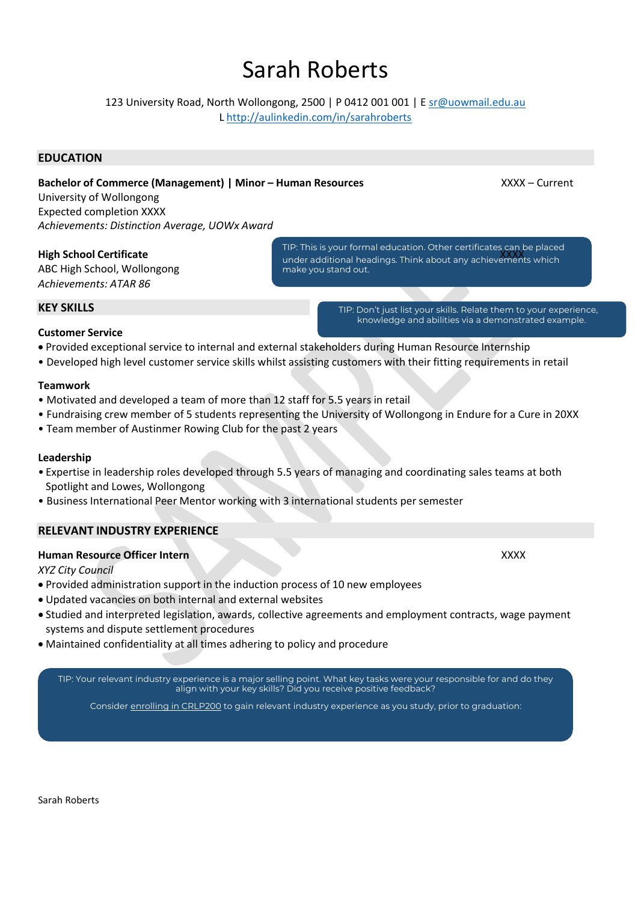# Sarah Roberts

123 University Road, North Wollongong, 2500 | P 0412 001 001 | E sr@uowmail.edu.au
L http://aulinkedin.com/in/sarahroberts

## EDUCATION

**Bachelor of Commerce (Management) | Minor – Human Resources** XXXX – Current
University of Wollongong
Expected completion XXXX
*Achievements: Distinction Average, UOWx Award*

**High School Certificate**
ABC High School, Wollongong
*Achievements: ATAR 86*

> TIP: This is your formal education. Other certificates can be placed under additional headings. Think about any achievements which make you stand out.

## KEY SKILLS

> TIP: Don't just list your skills. Relate them to your experience, knowledge and abilities via a demonstrated example.

**Customer Service**

- Provided exceptional service to internal and external stakeholders during Human Resource Internship
- Developed high level customer service skills whilst assisting customers with their fitting requirements in retail

**Teamwork**

- Motivated and developed a team of more than 12 staff for 5.5 years in retail
- Fundraising crew member of 5 students representing the University of Wollongong in Endure for a Cure in 20XX
- Team member of Austinmer Rowing Club for the past 2 years

**Leadership**

- Expertise in leadership roles developed through 5.5 years of managing and coordinating sales teams at both Spotlight and Lowes, Wollongong
- Business International Peer Mentor working with 3 international students per semester

## RELEVANT INDUSTRY EXPERIENCE

**Human Resource Officer Intern** XXXX
*XYZ City Council*

- Provided administration support in the induction process of 10 new employees
- Updated vacancies on both internal and external websites
- Studied and interpreted legislation, awards, collective agreements and employment contracts, wage payment systems and dispute settlement procedures
- Maintained confidentiality at all times adhering to policy and procedure

> TIP: Your relevant industry experience is a major selling point. What key tasks were your responsible for and do they align with your key skills? Did you receive positive feedback?
>
> Consider enrolling in CRLP200 to gain relevant industry experience as you study, prior to graduation: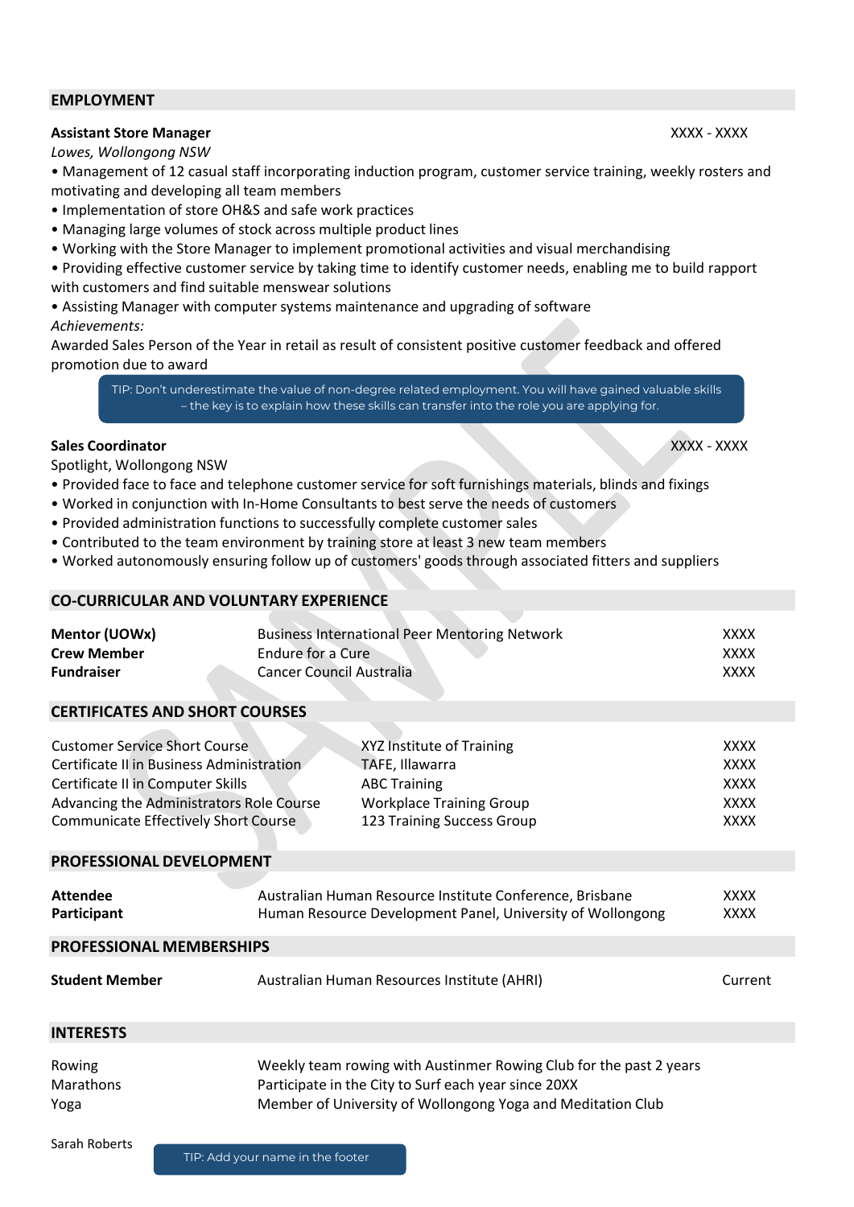## EMPLOYMENT

**Assistant Store Manager** XXXX - XXXX

*Lowes, Wollongong NSW*

- Management of 12 casual staff incorporating induction program, customer service training, weekly rosters and motivating and developing all team members
- Implementation of store OH&S and safe work practices
- Managing large volumes of stock across multiple product lines
- Working with the Store Manager to implement promotional activities and visual merchandising
- Providing effective customer service by taking time to identify customer needs, enabling me to build rapport with customers and find suitable menswear solutions
- Assisting Manager with computer systems maintenance and upgrading of software

*Achievements:*

Awarded Sales Person of the Year in retail as result of consistent positive customer feedback and offered promotion due to award

TIP: Don't underestimate the value of non-degree related employment. You will have gained valuable skills – the key is to explain how these skills can transfer into the role you are applying for.

**Sales Coordinator** XXXX - XXXX

Spotlight, Wollongong NSW

- Provided face to face and telephone customer service for soft furnishings materials, blinds and fixings
- Worked in conjunction with In-Home Consultants to best serve the needs of customers
- Provided administration functions to successfully complete customer sales
- Contributed to the team environment by training store at least 3 new team members
- Worked autonomously ensuring follow up of customers' goods through associated fitters and suppliers

## CO-CURRICULAR AND VOLUNTARY EXPERIENCE

| | | |
|---|---|---|
| **Mentor (UOWx)** | Business International Peer Mentoring Network | XXXX |
| **Crew Member** | Endure for a Cure | XXXX |
| **Fundraiser** | Cancer Council Australia | XXXX |

## CERTIFICATES AND SHORT COURSES

| | | |
|---|---|---|
| Customer Service Short Course | XYZ Institute of Training | XXXX |
| Certificate II in Business Administration | TAFE, Illawarra | XXXX |
| Certificate II in Computer Skills | ABC Training | XXXX |
| Advancing the Administrators Role Course | Workplace Training Group | XXXX |
| Communicate Effectively Short Course | 123 Training Success Group | XXXX |

## PROFESSIONAL DEVELOPMENT

| | | |
|---|---|---|
| **Attendee** | Australian Human Resource Institute Conference, Brisbane | XXXX |
| **Participant** | Human Resource Development Panel, University of Wollongong | XXXX |

## PROFESSIONAL MEMBERSHIPS

| | | |
|---|---|---|
| **Student Member** | Australian Human Resources Institute (AHRI) | Current |

## INTERESTS

| | |
|---|---|
| Rowing | Weekly team rowing with Austinmer Rowing Club for the past 2 years |
| Marathons | Participate in the City to Surf each year since 20XX |
| Yoga | Member of University of Wollongong Yoga and Meditation Club |

Sarah Roberts

TIP: Add your name in the footer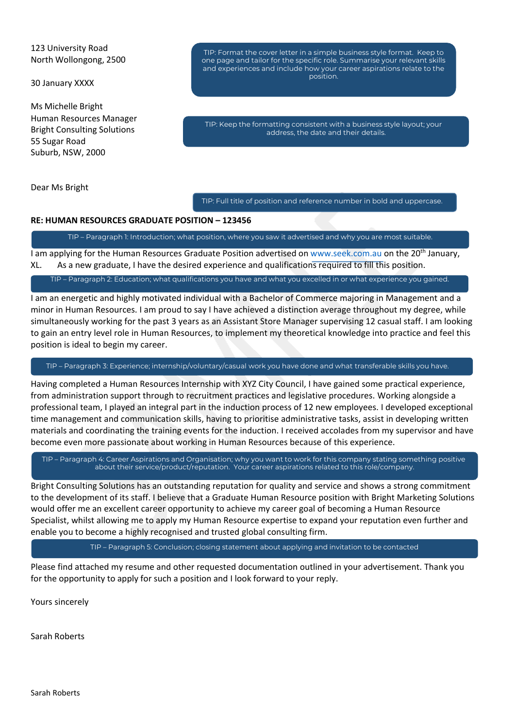123 University Road
North Wollongong, 2500

30 January XXXX

Ms Michelle Bright
Human Resources Manager
Bright Consulting Solutions
55 Sugar Road
Suburb, NSW, 2000

TIP: Format the cover letter in a simple business style format. Keep to one page and tailor for the specific role. Summarise your relevant skills and experiences and include how your career aspirations relate to the position.

TIP: Keep the formatting consistent with a business style layout; your address, the date and their details.

Dear Ms Bright

TIP: Full title of position and reference number in bold and uppercase.

**RE: HUMAN RESOURCES GRADUATE POSITION – 123456**

TIP – Paragraph 1: Introduction; what position, where you saw it advertised and why you are most suitable.

I am applying for the Human Resources Graduate Position advertised on www.seek.com.au on the 20th January, XL. As a new graduate, I have the desired experience and qualifications required to fill this position.

TIP – Paragraph 2: Education; what qualifications you have and what you excelled in or what experience you gained.

I am an energetic and highly motivated individual with a Bachelor of Commerce majoring in Management and a minor in Human Resources. I am proud to say I have achieved a distinction average throughout my degree, while simultaneously working for the past 3 years as an Assistant Store Manager supervising 12 casual staff. I am looking to gain an entry level role in Human Resources, to implement my theoretical knowledge into practice and feel this position is ideal to begin my career.

TIP – Paragraph 3: Experience; internship/voluntary/casual work you have done and what transferable skills you have.

Having completed a Human Resources Internship with XYZ City Council, I have gained some practical experience, from administration support through to recruitment practices and legislative procedures. Working alongside a professional team, I played an integral part in the induction process of 12 new employees. I developed exceptional time management and communication skills, having to prioritise administrative tasks, assist in developing written materials and coordinating the training events for the induction. I received accolades from my supervisor and have become even more passionate about working in Human Resources because of this experience.

TIP – Paragraph 4: Career Aspirations and Organisation; why you want to work for this company stating something positive about their service/product/reputation. Your career aspirations related to this role/company.

Bright Consulting Solutions has an outstanding reputation for quality and service and shows a strong commitment to the development of its staff. I believe that a Graduate Human Resource position with Bright Marketing Solutions would offer me an excellent career opportunity to achieve my career goal of becoming a Human Resource Specialist, whilst allowing me to apply my Human Resource expertise to expand your reputation even further and enable you to become a highly recognised and trusted global consulting firm.

TIP – Paragraph 5: Conclusion; closing statement about applying and invitation to be contacted

Please find attached my resume and other requested documentation outlined in your advertisement. Thank you for the opportunity to apply for such a position and I look forward to your reply.

Yours sincerely

Sarah Roberts

Sarah Roberts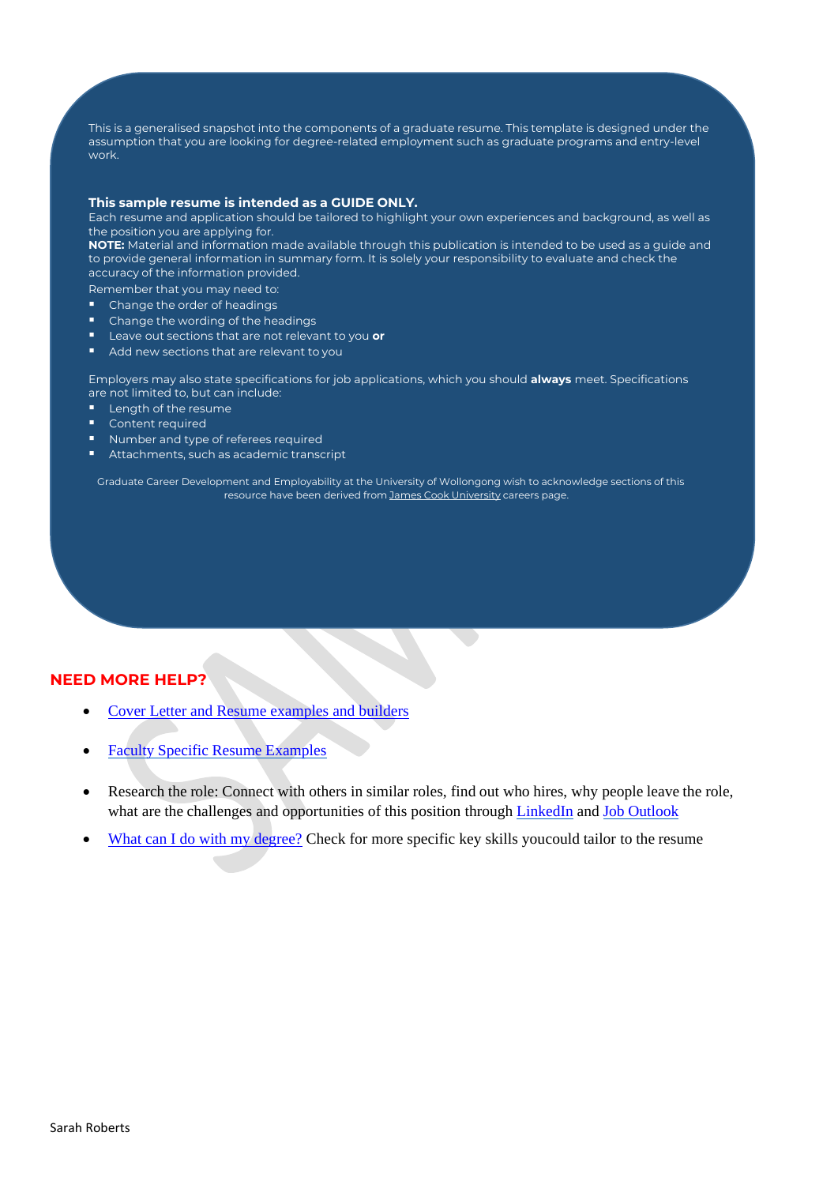This is a generalised snapshot into the components of a graduate resume. This template is designed under the assumption that you are looking for degree-related employment such as graduate programs and entry-level work.

**This sample resume is intended as a GUIDE ONLY.**
Each resume and application should be tailored to highlight your own experiences and background, as well as the position you are applying for.
**NOTE:** Material and information made available through this publication is intended to be used as a guide and to provide general information in summary form. It is solely your responsibility to evaluate and check the accuracy of the information provided.

Remember that you may need to:

- Change the order of headings
- Change the wording of the headings
- Leave out sections that are not relevant to you **or**
- Add new sections that are relevant to you

Employers may also state specifications for job applications, which you should **always** meet. Specifications are not limited to, but can include:

- Length of the resume
- Content required
- Number and type of referees required
- Attachments, such as academic transcript

Graduate Career Development and Employability at the University of Wollongong wish to acknowledge sections of this resource have been derived from James Cook University careers page.

## NEED MORE HELP?

- Cover Letter and Resume examples and builders
- Faculty Specific Resume Examples
- Research the role: Connect with others in similar roles, find out who hires, why people leave the role, what are the challenges and opportunities of this position through LinkedIn and Job Outlook
- What can I do with my degree? Check for more specific key skills youcould tailor to the resume